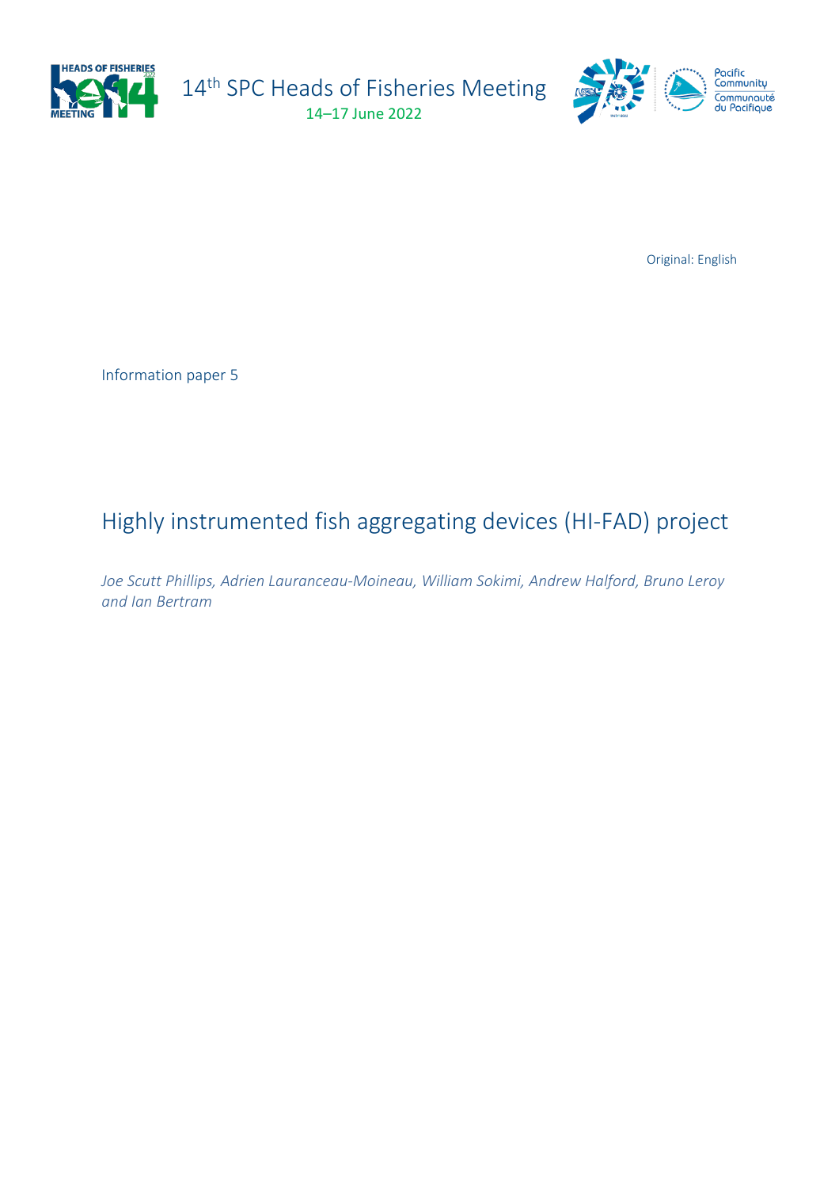14th SPC Heads of Fisheries Meeting

14–17 June 2022

Original: English

Information paper 5

# Highly instrumented fish aggregating devices (HI-FAD) project

*Joe Scutt Phillips, Adrien Lauranceau-Moineau, William Sokimi, Andrew Halford, Bruno Leroy and Ian Bertram*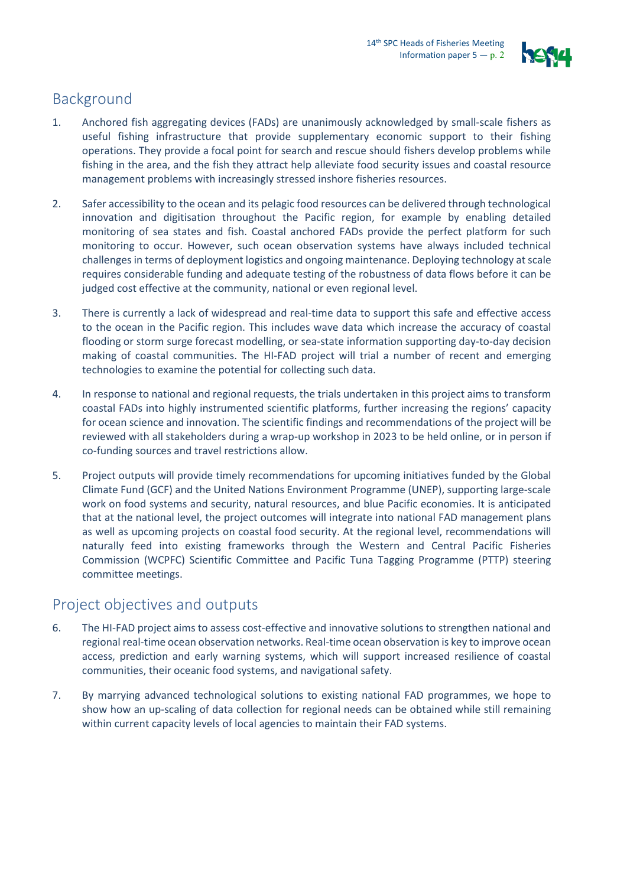## Background

1. Anchored fish aggregating devices (FADs) are unanimously acknowledged by small-scale fishers as useful fishing infrastructure that provide supplementary economic support to their fishing operations. They provide a focal point for search and rescue should fishers develop problems while fishing in the area, and the fish they attract help alleviate food security issues and coastal resource management problems with increasingly stressed inshore fisheries resources.

2. Safer accessibility to the ocean and its pelagic food resources can be delivered through technological innovation and digitisation throughout the Pacific region, for example by enabling detailed monitoring of sea states and fish. Coastal anchored FADs provide the perfect platform for such monitoring to occur. However, such ocean observation systems have always included technical challenges in terms of deployment logistics and ongoing maintenance. Deploying technology at scale requires considerable funding and adequate testing of the robustness of data flows before it can be judged cost effective at the community, national or even regional level.

3. There is currently a lack of widespread and real-time data to support this safe and effective access to the ocean in the Pacific region. This includes wave data which increase the accuracy of coastal flooding or storm surge forecast modelling, or sea-state information supporting day-to-day decision making of coastal communities. The HI-FAD project will trial a number of recent and emerging technologies to examine the potential for collecting such data.

4. In response to national and regional requests, the trials undertaken in this project aims to transform coastal FADs into highly instrumented scientific platforms, further increasing the regions' capacity for ocean science and innovation. The scientific findings and recommendations of the project will be reviewed with all stakeholders during a wrap-up workshop in 2023 to be held online, or in person if co-funding sources and travel restrictions allow.

5. Project outputs will provide timely recommendations for upcoming initiatives funded by the Global Climate Fund (GCF) and the United Nations Environment Programme (UNEP), supporting large-scale work on food systems and security, natural resources, and blue Pacific economies. It is anticipated that at the national level, the project outcomes will integrate into national FAD management plans as well as upcoming projects on coastal food security. At the regional level, recommendations will naturally feed into existing frameworks through the Western and Central Pacific Fisheries Commission (WCPFC) Scientific Committee and Pacific Tuna Tagging Programme (PTTP) steering committee meetings.

## Project objectives and outputs

6. The HI-FAD project aims to assess cost-effective and innovative solutions to strengthen national and regional real-time ocean observation networks. Real-time ocean observation is key to improve ocean access, prediction and early warning systems, which will support increased resilience of coastal communities, their oceanic food systems, and navigational safety.

7. By marrying advanced technological solutions to existing national FAD programmes, we hope to show how an up-scaling of data collection for regional needs can be obtained while still remaining within current capacity levels of local agencies to maintain their FAD systems.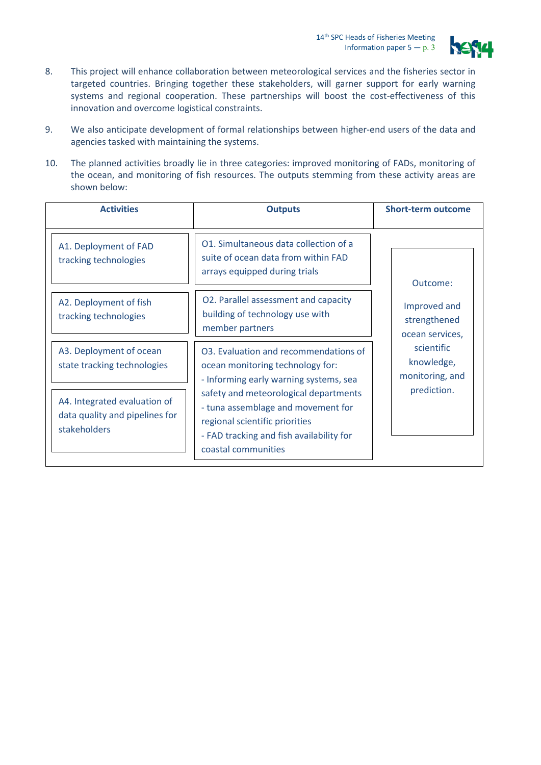8. This project will enhance collaboration between meteorological services and the fisheries sector in targeted countries. Bringing together these stakeholders, will garner support for early warning systems and regional cooperation. These partnerships will boost the cost-effectiveness of this innovation and overcome logistical constraints.

9. We also anticipate development of formal relationships between higher-end users of the data and agencies tasked with maintaining the systems.

10. The planned activities broadly lie in three categories: improved monitoring of FADs, monitoring of the ocean, and monitoring of fish resources. The outputs stemming from these activity areas are shown below:

| Activities | Outputs | Short-term outcome |
|---|---|---|
| A1. Deployment of FAD tracking technologies | O1. Simultaneous data collection of a suite of ocean data from within FAD arrays equipped during trials | Outcome: Improved and strengthened ocean services, scientific knowledge, monitoring, and prediction. |
| A2. Deployment of fish tracking technologies | O2. Parallel assessment and capacity building of technology use with member partners | |
| A3. Deployment of ocean state tracking technologies | O3. Evaluation and recommendations of ocean monitoring technology for: - Informing early warning systems, sea safety and meteorological departments - tuna assemblage and movement for regional scientific priorities - FAD tracking and fish availability for coastal communities | |
| A4. Integrated evaluation of data quality and pipelines for stakeholders | | |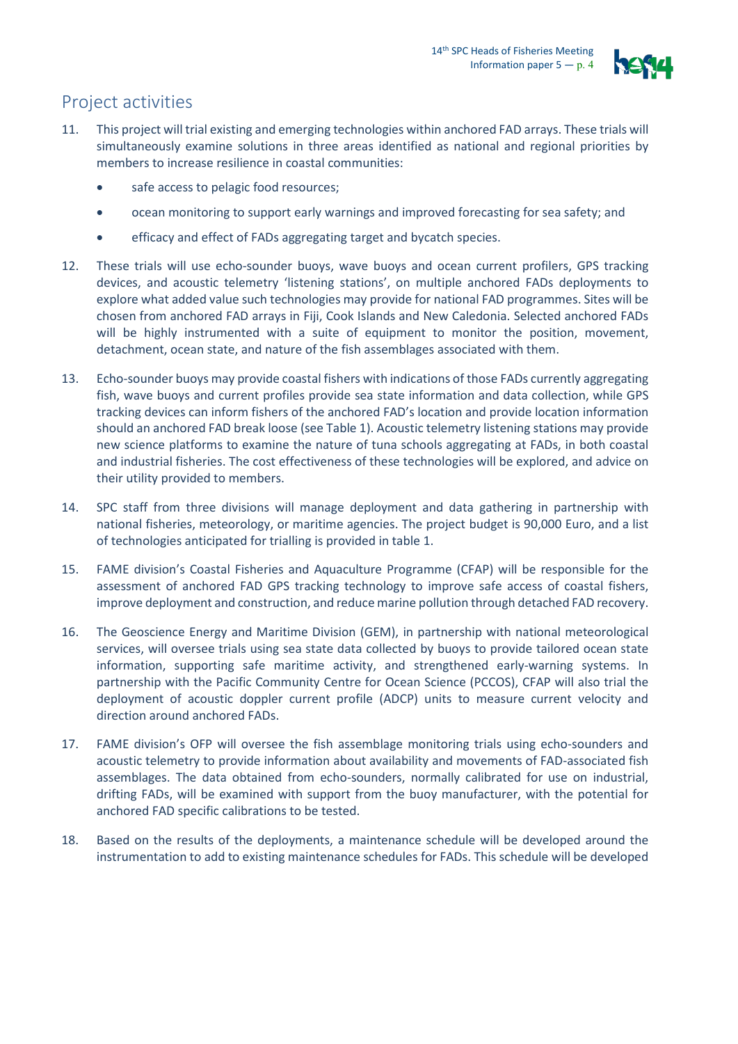## Project activities

11. This project will trial existing and emerging technologies within anchored FAD arrays. These trials will simultaneously examine solutions in three areas identified as national and regional priorities by members to increase resilience in coastal communities:

    - safe access to pelagic food resources;
    - ocean monitoring to support early warnings and improved forecasting for sea safety; and
    - efficacy and effect of FADs aggregating target and bycatch species.

12. These trials will use echo-sounder buoys, wave buoys and ocean current profilers, GPS tracking devices, and acoustic telemetry 'listening stations', on multiple anchored FADs deployments to explore what added value such technologies may provide for national FAD programmes. Sites will be chosen from anchored FAD arrays in Fiji, Cook Islands and New Caledonia. Selected anchored FADs will be highly instrumented with a suite of equipment to monitor the position, movement, detachment, ocean state, and nature of the fish assemblages associated with them.

13. Echo-sounder buoys may provide coastal fishers with indications of those FADs currently aggregating fish, wave buoys and current profiles provide sea state information and data collection, while GPS tracking devices can inform fishers of the anchored FAD's location and provide location information should an anchored FAD break loose (see Table 1). Acoustic telemetry listening stations may provide new science platforms to examine the nature of tuna schools aggregating at FADs, in both coastal and industrial fisheries. The cost effectiveness of these technologies will be explored, and advice on their utility provided to members.

14. SPC staff from three divisions will manage deployment and data gathering in partnership with national fisheries, meteorology, or maritime agencies. The project budget is 90,000 Euro, and a list of technologies anticipated for trialling is provided in table 1.

15. FAME division's Coastal Fisheries and Aquaculture Programme (CFAP) will be responsible for the assessment of anchored FAD GPS tracking technology to improve safe access of coastal fishers, improve deployment and construction, and reduce marine pollution through detached FAD recovery.

16. The Geoscience Energy and Maritime Division (GEM), in partnership with national meteorological services, will oversee trials using sea state data collected by buoys to provide tailored ocean state information, supporting safe maritime activity, and strengthened early-warning systems. In partnership with the Pacific Community Centre for Ocean Science (PCCOS), CFAP will also trial the deployment of acoustic doppler current profile (ADCP) units to measure current velocity and direction around anchored FADs.

17. FAME division's OFP will oversee the fish assemblage monitoring trials using echo-sounders and acoustic telemetry to provide information about availability and movements of FAD-associated fish assemblages. The data obtained from echo-sounders, normally calibrated for use on industrial, drifting FADs, will be examined with support from the buoy manufacturer, with the potential for anchored FAD specific calibrations to be tested.

18. Based on the results of the deployments, a maintenance schedule will be developed around the instrumentation to add to existing maintenance schedules for FADs. This schedule will be developed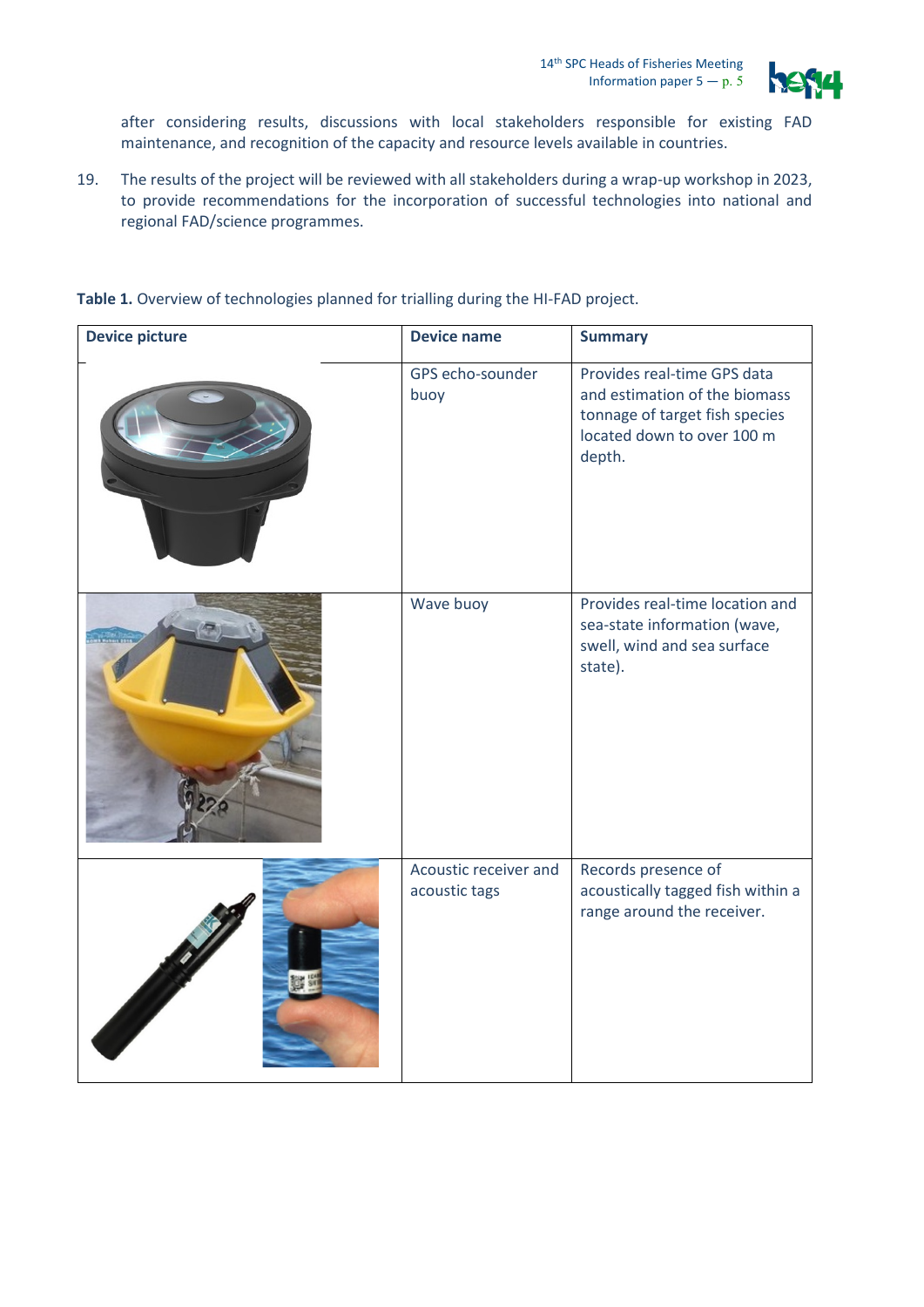after considering results, discussions with local stakeholders responsible for existing FAD maintenance, and recognition of the capacity and resource levels available in countries.

19. The results of the project will be reviewed with all stakeholders during a wrap-up workshop in 2023, to provide recommendations for the incorporation of successful technologies into national and regional FAD/science programmes.

**Table 1.** Overview of technologies planned for trialling during the HI-FAD project.

| Device picture | Device name | Summary |
|---|---|---|
| | GPS echo-sounder buoy | Provides real-time GPS data and estimation of the biomass tonnage of target fish species located down to over 100 m depth. |
| | Wave buoy | Provides real-time location and sea-state information (wave, swell, wind and sea surface state). |
| | Acoustic receiver and acoustic tags | Records presence of acoustically tagged fish within a range around the receiver. |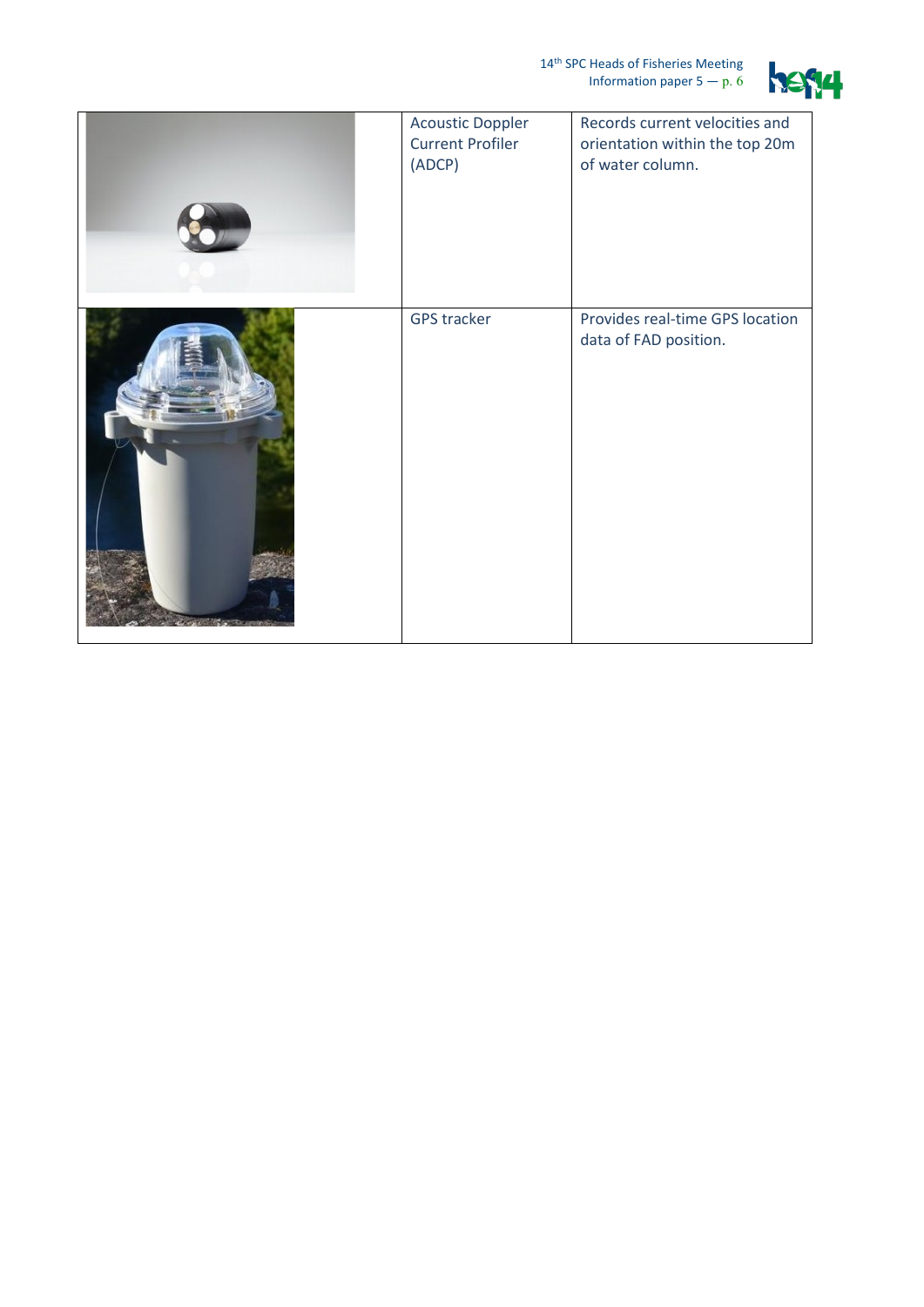| | | |
|---|---|---|
| | Acoustic Doppler Current Profiler (ADCP) | Records current velocities and orientation within the top 20m of water column. |
| | GPS tracker | Provides real-time GPS location data of FAD position. |